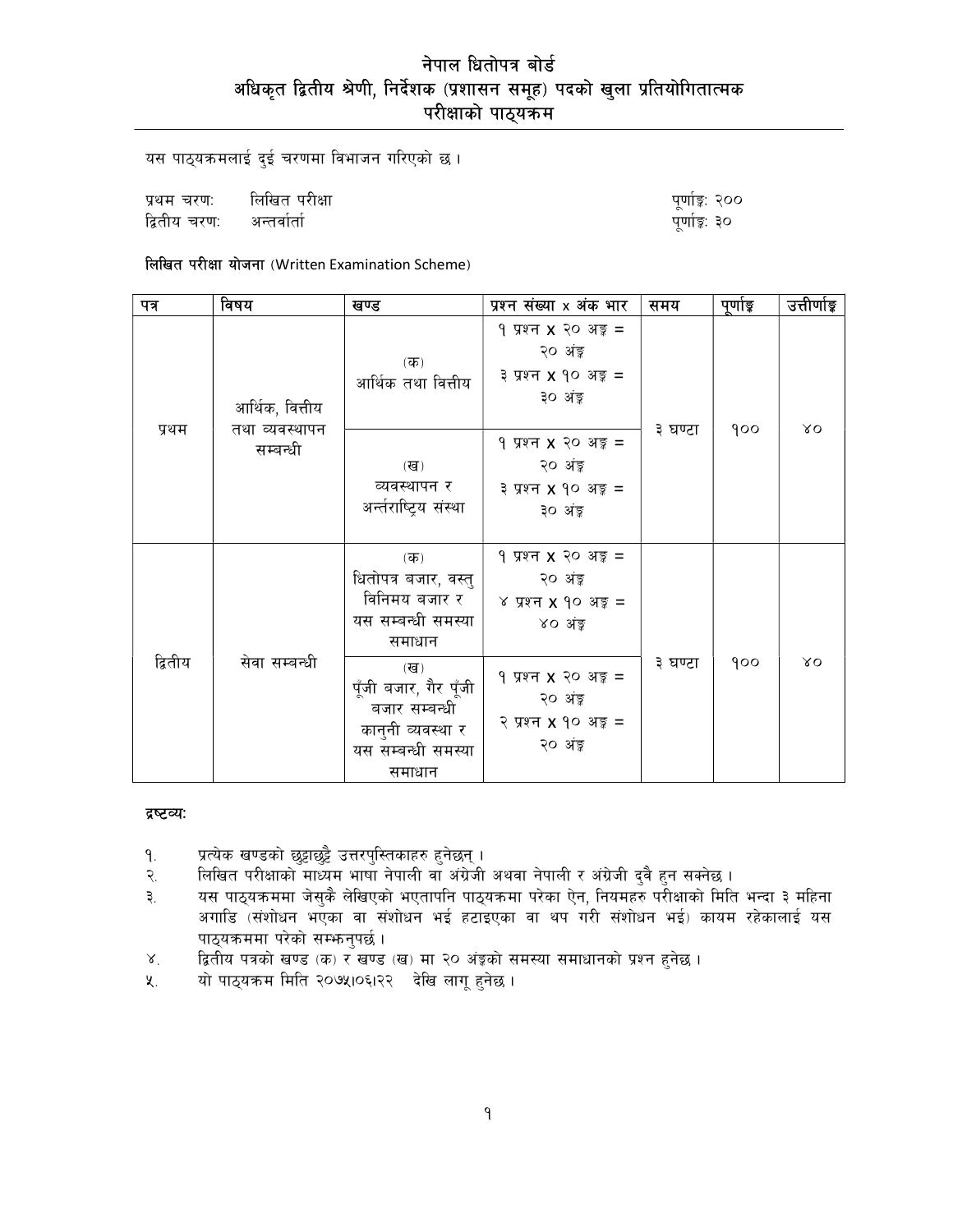# नेपाल धितोपत्र बोर्ड
## अधिकृत द्वितीय श्रेणी, निर्देशक (प्रशासन समूह) पदको खुला प्रतियोगितात्मक परीक्षाको पाठ्यक्रम

यस पाठ्यक्रमलाई दुई चरणमा विभाजन गरिएको छ ।

प्रथम चरण: लिखित परीक्षा — पूर्णाङ्क: २००
द्वितीय चरण: अन्तर्वार्ता — पूर्णाङ्क: ३०

**लिखित परीक्षा योजना** (Written Examination Scheme)

| पत्र | विषय | खण्ड | प्रश्न संख्या x अंक भार | समय | पूर्णाङ्क | उत्तीर्णाङ्क |
|---|---|---|---|---|---|---|
| प्रथम | आर्थिक, वित्तीय तथा व्यवस्थापन सम्बन्धी | (क) आर्थिक तथा वित्तीय | १ प्रश्न x २० अङ्क = २० अंङ्क<br>३ प्रश्न x १० अङ्क = ३० अंङ्क | ३ घण्टा | १०० | ४० |
| | | (ख) व्यवस्थापन र अन्तर्राष्ट्रिय संस्था | १ प्रश्न x २० अङ्क = २० अंङ्क<br>३ प्रश्न x १० अङ्क = ३० अंङ्क | | | |
| द्वितीय | सेवा सम्बन्धी | (क) धितोपत्र बजार, वस्तु विनिमय बजार र यस सम्बन्धी समस्या समाधान | १ प्रश्न x २० अङ्क = २० अंङ्क<br>४ प्रश्न x १० अङ्क = ४० अंङ्क | ३ घण्टा | १०० | ४० |
| | | (ख) पूँजी बजार, गैर पूँजी बजार सम्बन्धी कानुनी व्यवस्था र यस सम्बन्धी समस्या समाधान | १ प्रश्न x २० अङ्क = २० अंङ्क<br>२ प्रश्न x १० अङ्क = २० अंङ्क | | | |

**द्रष्टव्य:**

१. प्रत्येक खण्डको छुट्टाछुट्टै उत्तरपुस्तिकाहरु हुनेछन् ।
२. लिखित परीक्षाको माध्यम भाषा नेपाली वा अंग्रेजी अथवा नेपाली र अंग्रेजी दुवै हुन सक्नेछ ।
३. यस पाठ्यक्रममा जेसुकै लेखिएको भएतापनि पाठ्यक्रमा परेका ऐन, नियमहरु परीक्षाको मिति भन्दा ३ महिना अगाडि (संशोधन भएका वा संशोधन भई हटाइएका वा थप गरी संशोधन भई) कायम रहेकालाई यस पाठ्यक्रममा परेको सम्झनुपर्छ ।
४. द्वितीय पत्रको खण्ड (क) र खण्ड (ख) मा २० अंङ्कको समस्या समाधानको प्रश्न हुनेछ ।
५. यो पाठ्यक्रम मिति २०७५।०६।२२ देखि लागू हुनेछ ।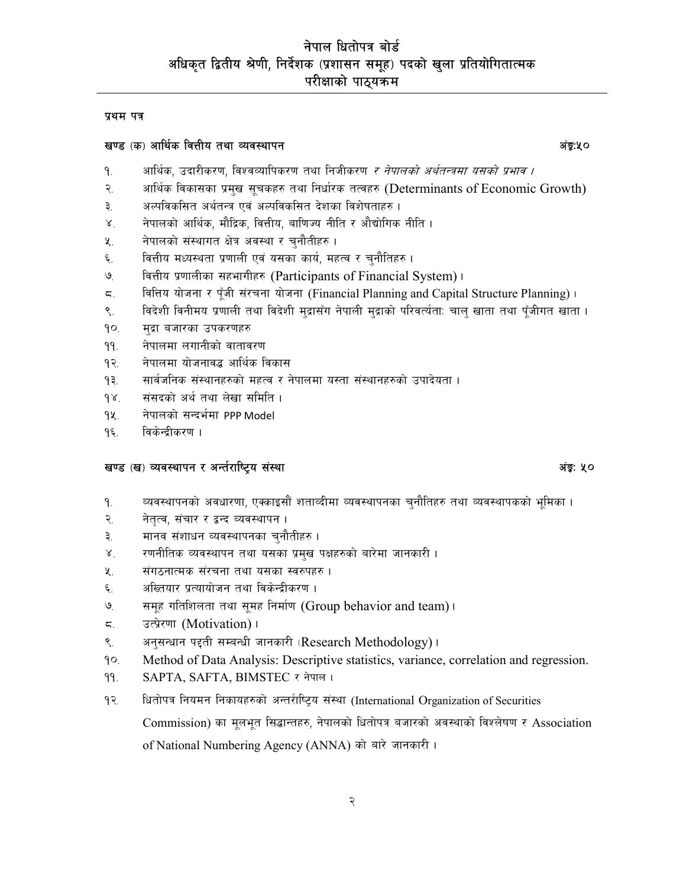# नेपाल धितोपत्र बोर्ड
## अधिकृत द्वितीय श्रेणी, निर्देशक (प्रशासन समूह) पदको खुला प्रतियोगितात्मक परीक्षाको पाठ्यक्रम

**प्रथम पत्र**

**खण्ड (क) आर्थिक वित्तीय तथा व्यवस्थापन** — अंङ्क:५०

१. आर्थिक, उदारीकरण, विश्वव्यापिकरण तथा निजीकरण *र नेपालको अर्थतन्त्रमा यसको प्रभाव ।*
२. आर्थिक विकासका प्रमुख सूचकहरु तथा निर्धारक तत्वहरु (Determinants of Economic Growth)
३. अल्पविकसित अर्थतन्त्र एवं अल्पविकसित देशका विशेषताहरु ।
४. नेपालको आर्थिक, मौद्रिक, वित्तीय, बाणिज्य नीति र औद्योगिक नीति ।
५. नेपालको संस्थागत क्षेत्र अवस्था र चुनौतीहरु ।
६. वित्तीय मध्यस्थता प्रणाली एवं यसका कार्य, महत्व र चुनौतिहरु ।
७. वित्तीय प्रणालीका सहभागीहरु (Participants of Financial System)।
८. वित्तिय योजना र पूँजी संरचना योजना (Financial Planning and Capital Structure Planning)।
९. विदेशी विनीमय प्रणाली तथा विदेशी मुद्रासँग नेपाली मुद्राको परिवर्त्यताः चालु खाता तथा पूँजीगत खाता।
१०. मुद्रा बजारका उपकरणहरु
११. नेपालमा लगानीको वातावरण
१२. नेपालमा योजनावद्ध आर्थिक विकास
१३. सार्वजनिक संस्थानहरुको महत्व र नेपालमा यस्ता संस्थानहरुको उपादेयता ।
१४. संसदको अर्थ तथा लेखा समिति ।
१५. नेपालको सन्दर्भमा PPP Model
१६. विकेन्द्रीकरण ।

**खण्ड (ख) व्यवस्थापन र अर्न्तराष्ट्रिय संस्था** — अंङ्क: ५०

१. व्यवस्थापनको अवधारणा, एक्काइसौं शताव्दीमा व्यवस्थापनका चुनौतिहरु तथा व्यवस्थापकको भूमिका ।
२. नेतृत्व, संचार र द्वन्द व्यवस्थापन ।
३. मानव संशाधन व्यवस्थापनका चुनौतीहरु ।
४. रणनीतिक व्यवस्थापन तथा यसका प्रमुख पक्षहरुको बारेमा जानकारी ।
५. संगठनात्मक संरचना तथा यसका स्वरुपहरु ।
६. अख्तियार प्रत्यायोजन तथा विकेन्द्रीकरण ।
७. समूह गतिशिलता तथा सुमह निर्माण (Group behavior and team)।
८. उत्प्रेरणा (Motivation)।
९. अनुसन्धान पद्दती सम्बन्धी जानकारी (Research Methodology)।
१०. Method of Data Analysis: Descriptive statistics, variance, correlation and regression.
११. SAPTA, SAFTA, BIMSTEC र नेपाल ।
१२. धितोपत्र नियमन निकायहरुको अन्तर्राष्ट्रिय संस्था (International Organization of Securities Commission) का मूलभूत सिद्धान्तहरु, नेपालको धितोपत्र बजारको अवस्थाको विश्लेषण र Association of National Numbering Agency (ANNA) को बारे जानकारी ।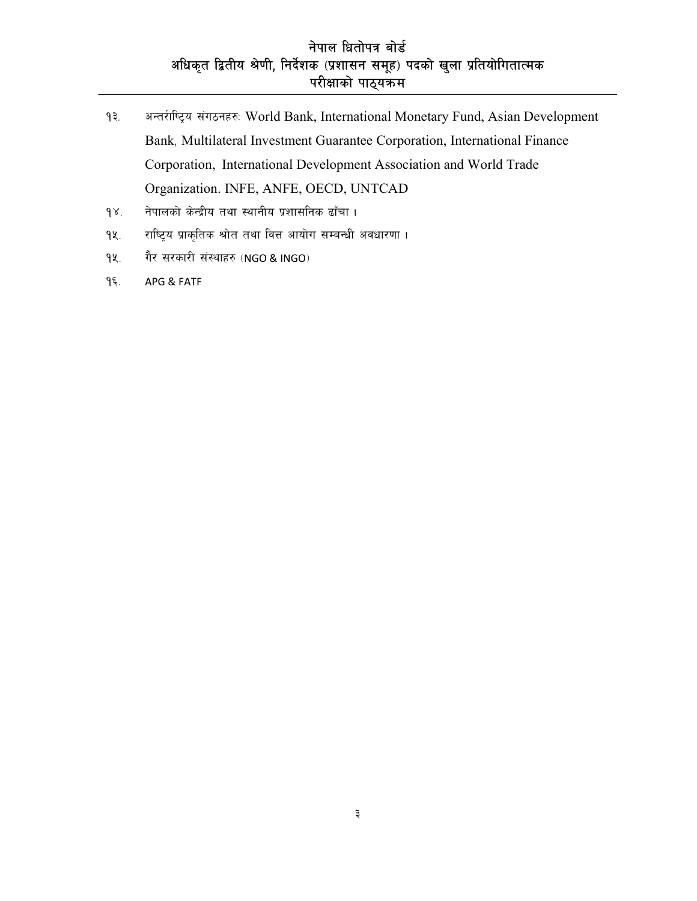१३. अन्तर्राष्ट्रिय संगठनहरुः World Bank, International Monetary Fund, Asian Development Bank, Multilateral Investment Guarantee Corporation, International Finance Corporation, International Development Association and World Trade Organization. INFE, ANFE, OECD, UNTCAD

१४. नेपालको केन्द्रीय तथा स्थानीय प्रशासनिक ढाँचा ।

१५. राष्ट्रिय प्राकृतिक श्रोत तथा वित्त आयोग सम्बन्धी अवधारणा ।

१५. गैर सरकारी संस्थाहरु (NGO & INGO)

१६. APG & FATF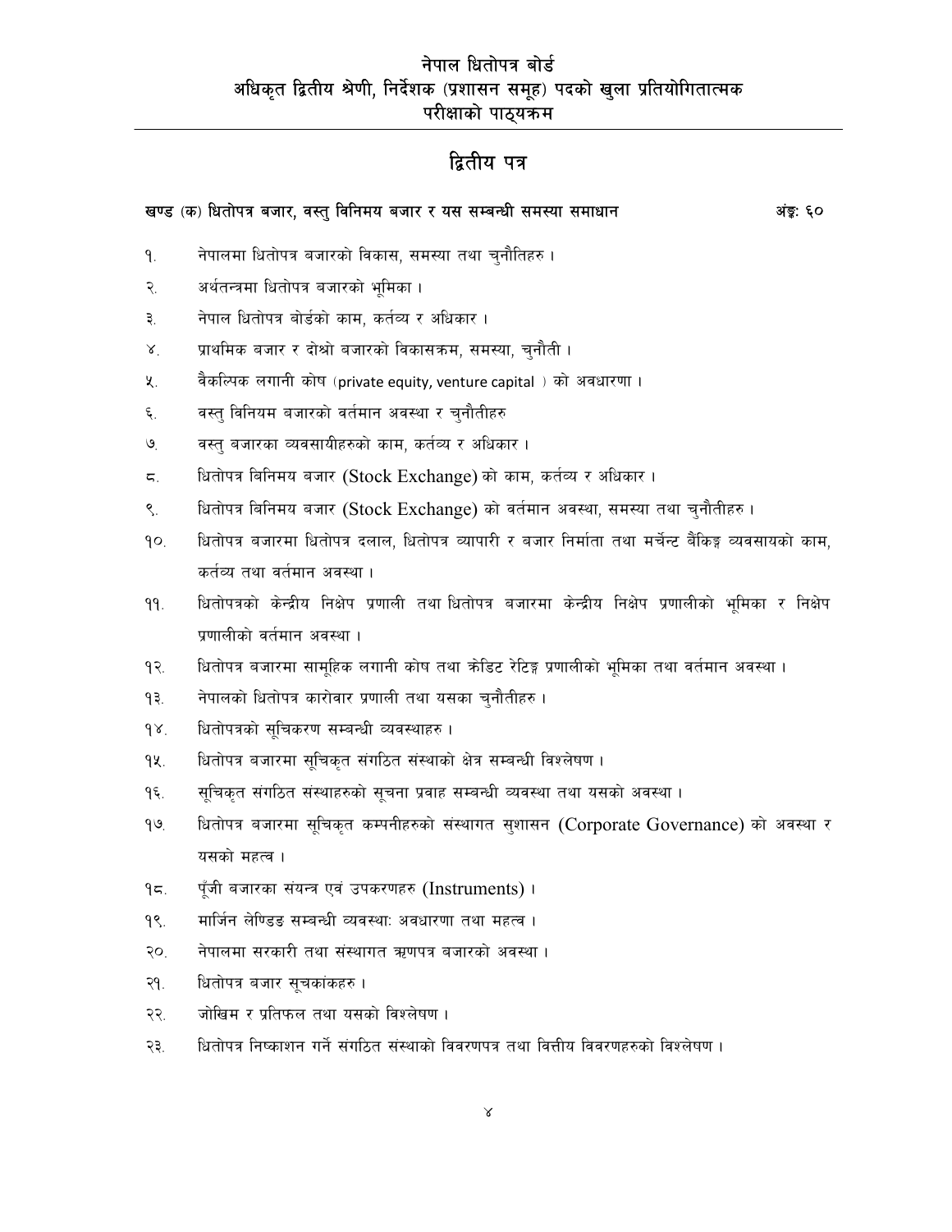# नेपाल धितोपत्र बोर्ड
## अधिकृत द्वितीय श्रेणी, निर्देशक (प्रशासन समूह) पदको खुला प्रतियोगितात्मक परीक्षाको पाठ्यक्रम

## द्वितीय पत्र

**खण्ड (क) धितोपत्र बजार, वस्तु विनिमय बजार र यस सम्बन्धी समस्या समाधान** **अंङ्क: ६०**

१. नेपालमा धितोपत्र बजारको विकास, समस्या तथा चुनौतिहरु ।

२. अर्थतन्त्रमा धितोपत्र बजारको भूमिका ।

३. नेपाल धितोपत्र बोर्डको काम, कर्तव्य र अधिकार ।

४. प्राथमिक बजार र दोश्रो बजारको विकासक्रम, समस्या, चुनौती ।

५. वैकल्पिक लगानी कोष (private equity, venture capital ) को अवधारणा ।

६. वस्तु विनियम बजारको वर्तमान अवस्था र चुनौतीहरु

७. वस्तु बजारका व्यवसायीहरुको काम, कर्तव्य र अधिकार ।

८. धितोपत्र बिनिमय बजार (Stock Exchange) को काम, कर्तव्य र अधिकार ।

९. धितोपत्र बिनिमय बजार (Stock Exchange) को वर्तमान अवस्था, समस्या तथा चुनौतीहरु ।

१०. धितोपत्र बजारमा धितोपत्र दलाल, धितोपत्र व्यापारी र बजार निर्माता तथा मर्चेन्ट बैंकिङ्ग व्यवसायको काम, कर्तव्य तथा वर्तमान अवस्था ।

११. धितोपत्रको केन्द्रीय निक्षेप प्रणाली तथा धितोपत्र बजारमा केन्द्रीय निक्षेप प्रणालीको भूमिका र निक्षेप प्रणालीको वर्तमान अवस्था ।

१२. धितोपत्र बजारमा सामूहिक लगानी कोष तथा क्रेडिट रेटिङ्ग प्रणालीको भूमिका तथा वर्तमान अवस्था ।

१३. नेपालको धितोपत्र कारोवार प्रणाली तथा यसका चुनौतीहरु ।

१४. धितोपत्रको सूचिकरण सम्बन्धी व्यवस्थाहरु ।

१५. धितोपत्र बजारमा सूचिकृत संगठित संस्थाको क्षेत्र सम्बन्धी विश्लेषण ।

१६. सूचिकृत संगठित संस्थाहरुको सूचना प्रवाह सम्बन्धी व्यवस्था तथा यसको अवस्था ।

१७. धितोपत्र बजारमा सूचिकृत कम्पनीहरुको संस्थागत सुशासन (Corporate Governance) को अवस्था र यसको महत्व ।

१८. पूँजी बजारका संयन्त्र एवं उपकरणहरु (Instruments) ।

१९. मार्जिन लेण्डिङ सम्बन्धी व्यवस्था: अवधारणा तथा महत्व ।

२०. नेपालमा सरकारी तथा संस्थागत ऋणपत्र बजारको अवस्था ।

२१. धितोपत्र बजार सूचकांकहरु ।

२२. जोखिम र प्रतिफल तथा यसको विश्लेषण ।

२३. धितोपत्र निष्काशन गर्ने संगठित संस्थाको विवरणपत्र तथा वित्तीय विवरणहरुको विश्लेषण ।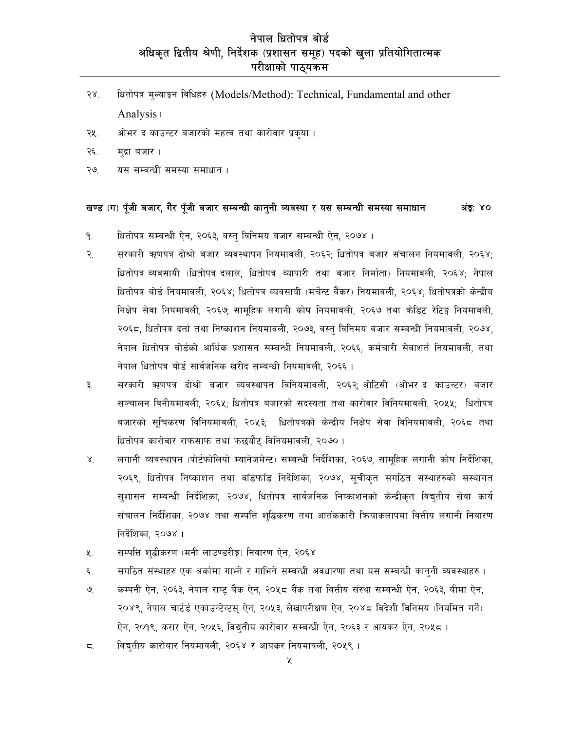२४. धितोपत्र मुल्याङ्कन विधिहरु (Models/Method): Technical, Fundamental and other Analysis।

२५. ओभर द काउन्टर बजारको महत्व तथा कारोवार प्रकृया ।

२६. मुद्रा बजार ।

२७. यस सम्बन्धी समस्या समाधान ।

**खण्ड (ग) पूँजी बजार, गैर पूँजी बजार सम्बन्धी कानुनी व्यवस्था र यस सम्बन्धी समस्या समाधान अंङ्क: ४०**

१. धितोपत्र सम्बन्धी ऐन, २०६३, वस्तु विनिमय बजार सम्बन्धी ऐन, २०७४ ।

२. सरकारी ऋणपत्र दोश्रो बजार व्यवस्थापन नियमावली, २०६२; धितोपत्र बजार संचालन नियमावली, २०६४; धितोपत्र व्यवसायी (धितोपत्र दलाल, धितोपत्र व्यापारी तथा बजार निर्माता) नियमावली, २०६४; नेपाल धितोपत्र बोर्ड नियमावली, २०६४; धितोपत्र व्यवसायी (मर्चेन्ट बैंकर) नियमावली, २०६४; धितोपत्रको केन्द्रीय निक्षेप सेवा नियमावली, २०६७; सामूहिक लगानी कोष नियमावली, २०६७ तथा क्रेडिट रेटिङ्ग नियमावली, २०६८, धितोपत्र दर्ता तथा निष्काशन नियमावली, २०७३, वस्तु विनिमय बजार सम्बन्धी नियमावली, २०७४, नेपाल धितोपत्र बोर्डको आर्थिक प्रशासन सम्बन्धी नियमावली, २०६६, कर्मचारी सेवाशर्त नियमावली, तथा नेपाल धितोपत्र बोर्ड सार्वजनिक खरीद सम्बन्धी नियमावली, २०६६ ।

३. सरकारी ऋणपत्र दोश्रो बजार व्यवस्थापन विनियमावली, २०६२; ओटिसी (ओभर द काउन्टर) बजार सञ्चालन विनीयमावली, २०६५; धितोपत्र बजारको सदस्यता तथा कारोवार विनियमावली, २०५५; धितोपत्र बजारको सूचिकरण विनियमावली, २०५३; धितोपत्रको केन्द्रीय निक्षेप सेवा विनियमावली, २०६८ तथा धितोपत्र कारोवार राफसाफ तथा फछर्यौट् विनियमावली, २०७० ।

४. लगानी व्यवस्थापन (पोर्टफोलियो म्यानेजमेन्ट) सम्बन्धी निर्देशिका, २०६७, सामूहिक लगानी कोष निर्देशिका, २०६९, धितोपत्र निष्काशन तथा बाँडफाँड निर्देशिका, २०७४, सूचीकृत संगठित संस्थाहरुको संस्थागत सुशासन सम्बन्धी निर्देशिका, २०७४, धितोपत्र सार्वजनिक निष्काशनको केन्द्रीकृत विद्युतीय सेवा कार्य संचालन निर्देशिका, २०७४ तथा सम्पत्ति शुद्धिकरण तथा आतंककारी क्रियाकलापमा वित्तीय लगानी निवारण निर्देशिका, २०७४ ।

५. सम्पत्ति शुद्धीकरण (मनी लाउण्डरीङ्ग) निवारण ऐन, २०६४

६. संगठित संस्थाहरु एक अर्कामा गाभ्ने र गाभिने सम्बन्धी अवधारणा तथा यस सम्बन्धी कानुनी व्यवस्थाहरु ।

७. कम्पनी ऐन, २०६३, नेपाल राष्ट्र बैंक ऐन, २०५८ बैंक तथा वित्तीय संस्था सम्बन्धी ऐन, २०६३, बीमा ऐन, २०४९, नेपाल चार्टर्ड एकाउन्टेन्टस् ऐन, २०५३, लेखापरीक्षण ऐन, २०४८ विदेशी विनिमय (नियमित गर्ने) ऐन, २०१९, करार ऐन, २०५६, विद्युतीय कारोबार सम्बन्धी ऐन, २०६३ र आयकर ऐन, २०५८ ।

८. विद्युतीय कारोबार नियमावली, २०६४ र आयकर नियमावली, २०५९ ।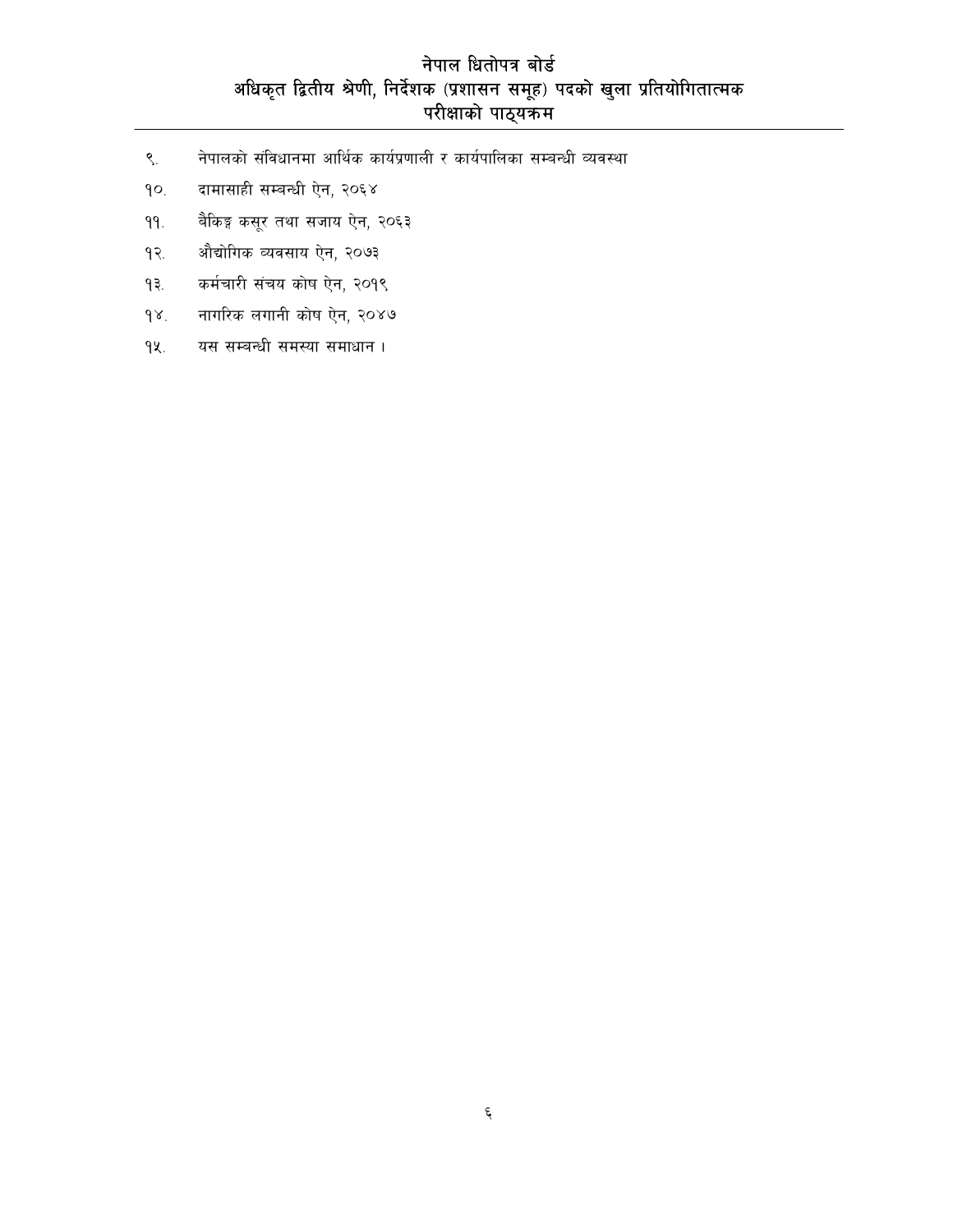९. नेपालको संविधानमा आर्थिक कार्यप्रणाली र कार्यपालिका सम्बन्धी व्यवस्था

१०. दामासाही सम्बन्धी ऐन, २०६४

११. बैकिङ्ग कसूर तथा सजाय ऐन, २०६३

१२. औद्योगिक व्यवसाय ऐन, २०७३

१३. कर्मचारी संचय कोष ऐन, २०१९

१४. नागरिक लगानी कोष ऐन, २०४७

१५. यस सम्बन्धी समस्या समाधान ।